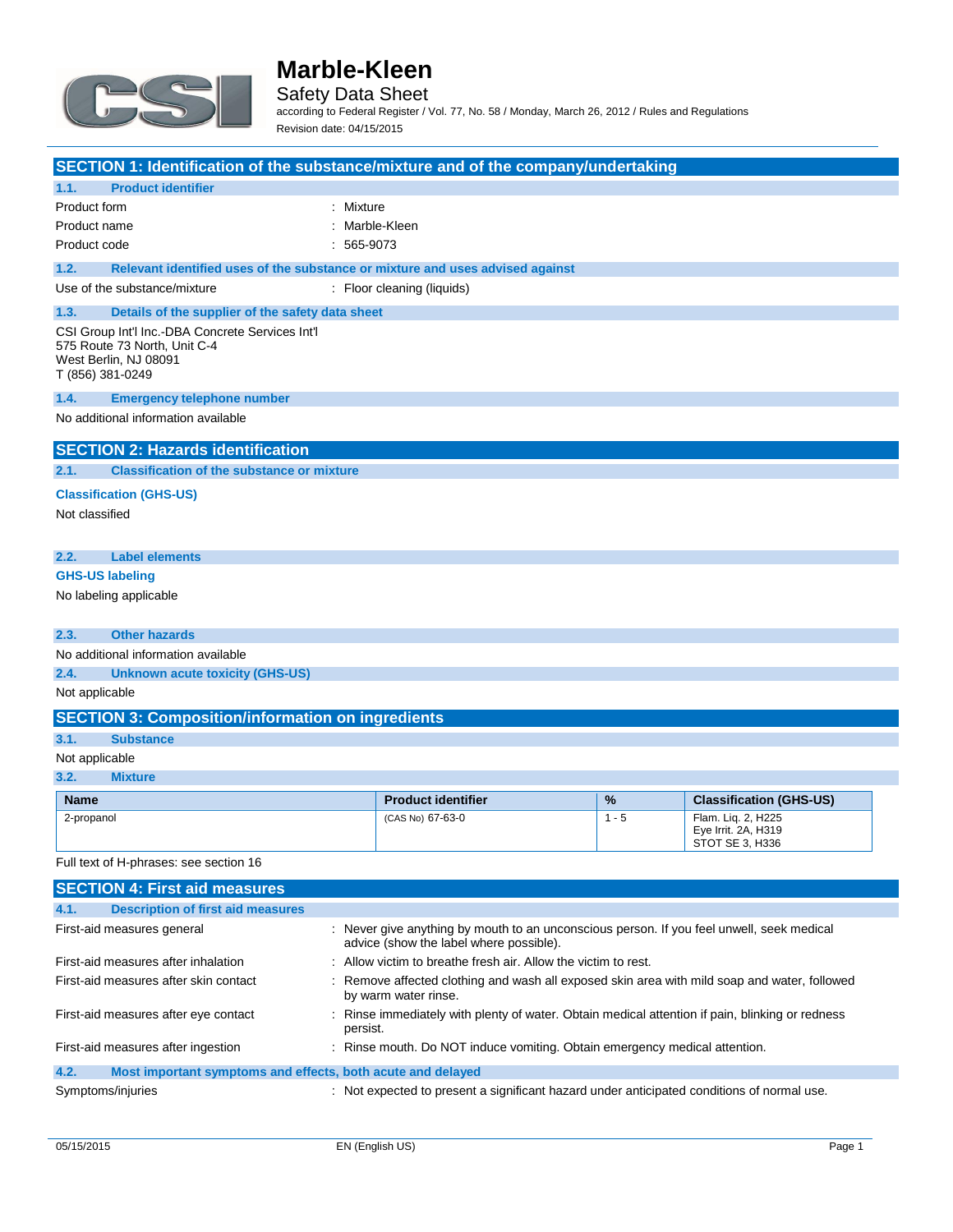# Marble-Kleen

Safety Data Sheet

according to Federal Register / Vol. 77, No. 58 / Monday, March 26, 2012 / Rules and Regulations

Revision date: 04/15/2015

## SECTION 1: Identification of the substance/mixture and of the company/undertaking

### 1.1. Product identifier

Product form : Mixture

Product name : Marble-Kleen

Product code : 565-9073

### 1.2. Relevant identified uses of the substance or mixture and uses advised against

Use of the substance/mixture : Floor cleaning (liquids)

### 1.3. Details of the supplier of the safety data sheet

CSI Group Int'l Inc.-DBA Concrete Services Int'l
575 Route 73 North, Unit C-4
West Berlin, NJ 08091
T (856) 381-0249

### 1.4. Emergency telephone number

No additional information available

## SECTION 2: Hazards identification

### 2.1. Classification of the substance or mixture

**Classification (GHS-US)**

Not classified

### 2.2. Label elements

**GHS-US labeling**

No labeling applicable

### 2.3. Other hazards

No additional information available

### 2.4. Unknown acute toxicity (GHS-US)

Not applicable

## SECTION 3: Composition/information on ingredients

### 3.1. Substance

Not applicable

### 3.2. Mixture

| Name | Product identifier | % | Classification (GHS-US) |
|---|---|---|---|
| 2-propanol | (CAS No) 67-63-0 | 1 - 5 | Flam. Liq. 2, H225<br>Eye Irrit. 2A, H319<br>STOT SE 3, H336 |

Full text of H-phrases: see section 16

## SECTION 4: First aid measures

### 4.1. Description of first aid measures

First-aid measures general : Never give anything by mouth to an unconscious person. If you feel unwell, seek medical advice (show the label where possible).

First-aid measures after inhalation : Allow victim to breathe fresh air. Allow the victim to rest.

First-aid measures after skin contact : Remove affected clothing and wash all exposed skin area with mild soap and water, followed by warm water rinse.

First-aid measures after eye contact : Rinse immediately with plenty of water. Obtain medical attention if pain, blinking or redness persist.

First-aid measures after ingestion : Rinse mouth. Do NOT induce vomiting. Obtain emergency medical attention.

### 4.2. Most important symptoms and effects, both acute and delayed

Symptoms/injuries : Not expected to present a significant hazard under anticipated conditions of normal use.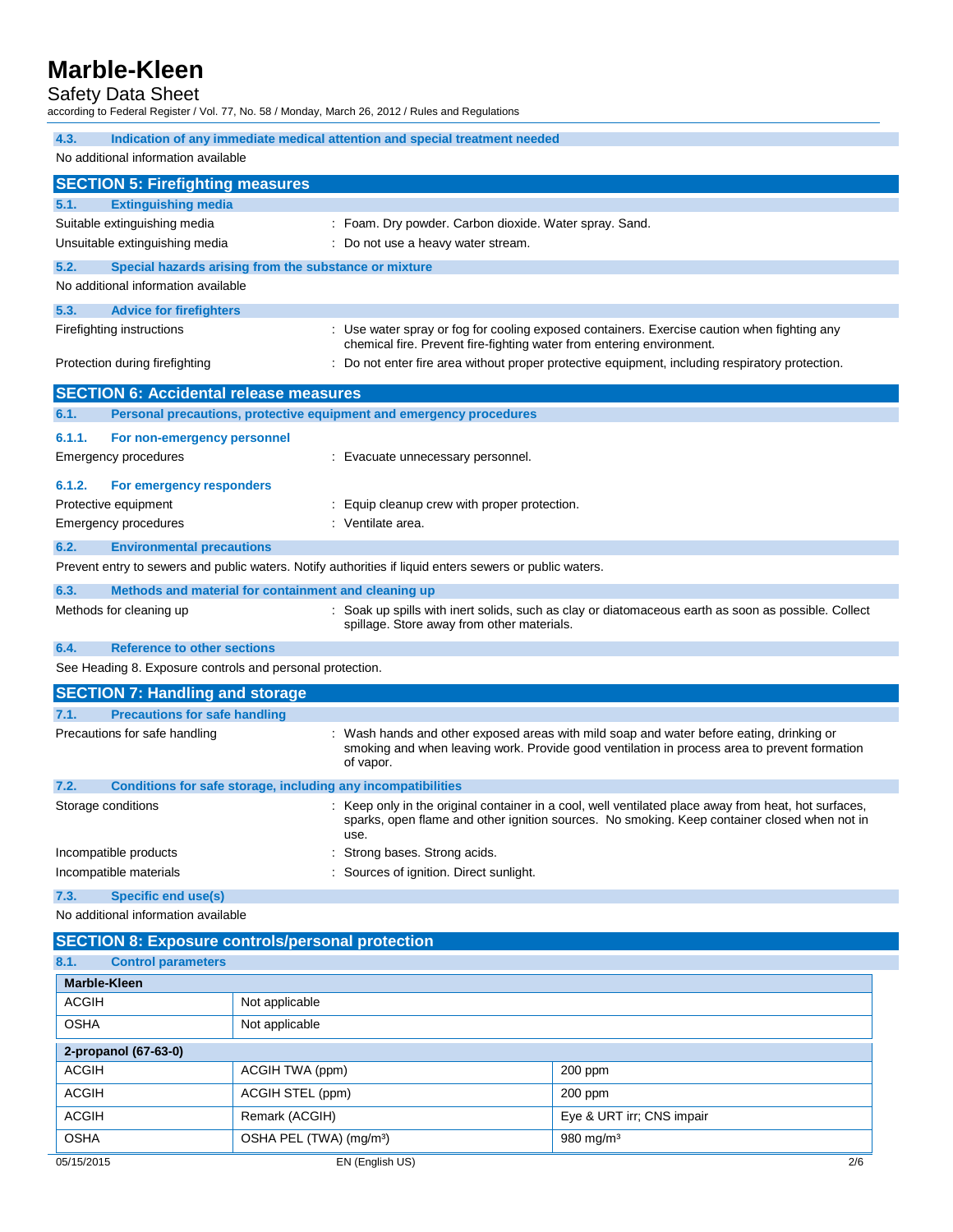#### 4.3. Indication of any immediate medical attention and special treatment needed

No additional information available

## SECTION 5: Firefighting measures

#### 5.1. Extinguishing media

Suitable extinguishing media : Foam. Dry powder. Carbon dioxide. Water spray. Sand.

Unsuitable extinguishing media : Do not use a heavy water stream.

#### 5.2. Special hazards arising from the substance or mixture

No additional information available

#### 5.3. Advice for firefighters

Firefighting instructions : Use water spray or fog for cooling exposed containers. Exercise caution when fighting any chemical fire. Prevent fire-fighting water from entering environment.

Protection during firefighting : Do not enter fire area without proper protective equipment, including respiratory protection.

## SECTION 6: Accidental release measures

#### 6.1. Personal precautions, protective equipment and emergency procedures

##### 6.1.1. For non-emergency personnel

Emergency procedures : Evacuate unnecessary personnel.

##### 6.1.2. For emergency responders

Protective equipment : Equip cleanup crew with proper protection.

Emergency procedures : Ventilate area.

#### 6.2. Environmental precautions

Prevent entry to sewers and public waters. Notify authorities if liquid enters sewers or public waters.

#### 6.3. Methods and material for containment and cleaning up

Methods for cleaning up : Soak up spills with inert solids, such as clay or diatomaceous earth as soon as possible. Collect spillage. Store away from other materials.

#### 6.4. Reference to other sections

See Heading 8. Exposure controls and personal protection.

## SECTION 7: Handling and storage

#### 7.1. Precautions for safe handling

Precautions for safe handling : Wash hands and other exposed areas with mild soap and water before eating, drinking or smoking and when leaving work. Provide good ventilation in process area to prevent formation of vapor.

#### 7.2. Conditions for safe storage, including any incompatibilities

Storage conditions : Keep only in the original container in a cool, well ventilated place away from heat, hot surfaces, sparks, open flame and other ignition sources. No smoking. Keep container closed when not in use.

Incompatible products : Strong bases. Strong acids.

Incompatible materials : Sources of ignition. Direct sunlight.

#### 7.3. Specific end use(s)

No additional information available

## SECTION 8: Exposure controls/personal protection

#### 8.1. Control parameters

| Marble-Kleen | | |
|---|---|---|
| ACGIH | Not applicable | |
| OSHA | Not applicable | |

| 2-propanol (67-63-0) | | |
|---|---|---|
| ACGIH | ACGIH TWA (ppm) | 200 ppm |
| ACGIH | ACGIH STEL (ppm) | 200 ppm |
| ACGIH | Remark (ACGIH) | Eye & URT irr; CNS impair |
| OSHA | OSHA PEL (TWA) (mg/m³) | 980 mg/m³ |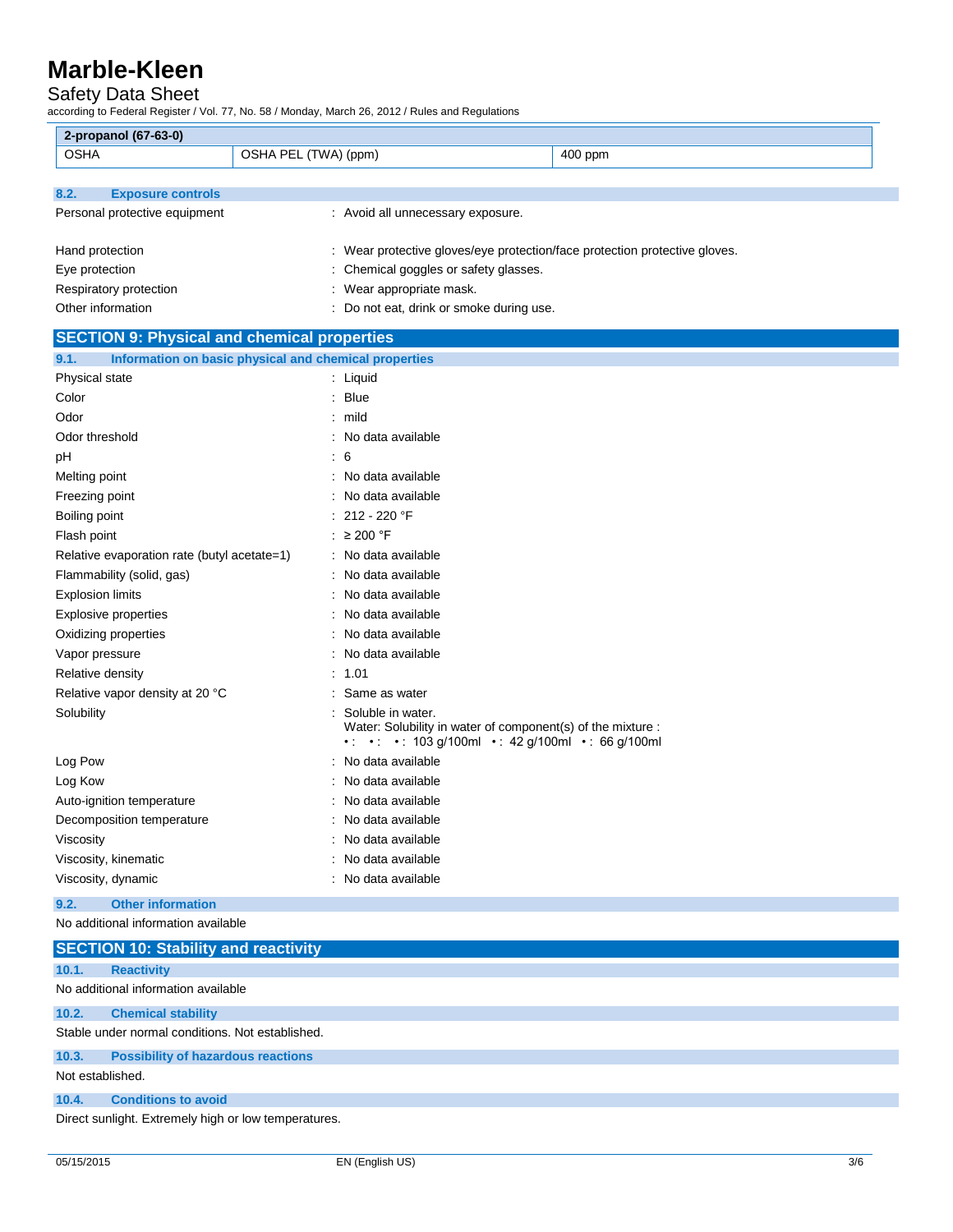| 2-propanol (67-63-0) | | |
|---|---|---|
| OSHA | OSHA PEL (TWA) (ppm) | 400 ppm |

### 8.2. Exposure controls

Personal protective equipment : Avoid all unnecessary exposure.

Hand protection : Wear protective gloves/eye protection/face protection protective gloves.

Eye protection : Chemical goggles or safety glasses.

Respiratory protection : Wear appropriate mask.

Other information : Do not eat, drink or smoke during use.

## SECTION 9: Physical and chemical properties

### 9.1. Information on basic physical and chemical properties

| | |
|---|---|
| Physical state | : Liquid |
| Color | : Blue |
| Odor | : mild |
| Odor threshold | : No data available |
| pH | : 6 |
| Melting point | : No data available |
| Freezing point | : No data available |
| Boiling point | : 212 - 220 °F |
| Flash point | : ≥ 200 °F |
| Relative evaporation rate (butyl acetate=1) | : No data available |
| Flammability (solid, gas) | : No data available |
| Explosion limits | : No data available |
| Explosive properties | : No data available |
| Oxidizing properties | : No data available |
| Vapor pressure | : No data available |
| Relative density | : 1.01 |
| Relative vapor density at 20 °C | : Same as water |
| Solubility | : Soluble in water. Water: Solubility in water of component(s) of the mixture : • : • : • : 103 g/100ml • : 42 g/100ml • : 66 g/100ml |
| Log Pow | : No data available |
| Log Kow | : No data available |
| Auto-ignition temperature | : No data available |
| Decomposition temperature | : No data available |
| Viscosity | : No data available |
| Viscosity, kinematic | : No data available |
| Viscosity, dynamic | : No data available |

### 9.2. Other information

No additional information available

## SECTION 10: Stability and reactivity

### 10.1. Reactivity

No additional information available

### 10.2. Chemical stability

Stable under normal conditions. Not established.

### 10.3. Possibility of hazardous reactions

Not established.

### 10.4. Conditions to avoid

Direct sunlight. Extremely high or low temperatures.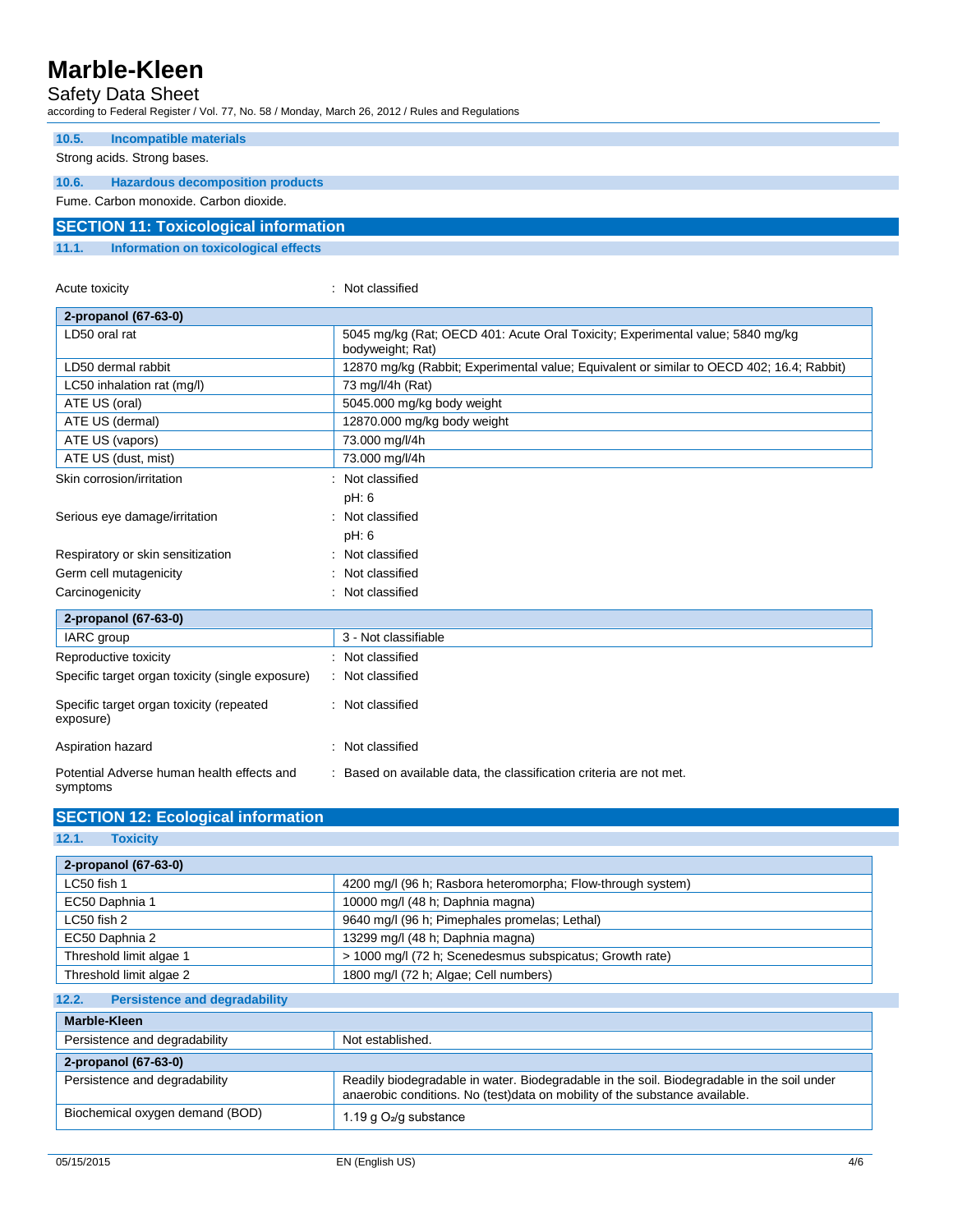### 10.5. Incompatible materials

Strong acids. Strong bases.

### 10.6. Hazardous decomposition products

Fume. Carbon monoxide. Carbon dioxide.

## SECTION 11: Toxicological information

### 11.1. Information on toxicological effects

Acute toxicity : Not classified

| 2-propanol (67-63-0) | |
|---|---|
| LD50 oral rat | 5045 mg/kg (Rat; OECD 401: Acute Oral Toxicity; Experimental value; 5840 mg/kg bodyweight; Rat) |
| LD50 dermal rabbit | 12870 mg/kg (Rabbit; Experimental value; Equivalent or similar to OECD 402; 16.4; Rabbit) |
| LC50 inhalation rat (mg/l) | 73 mg/l/4h (Rat) |
| ATE US (oral) | 5045.000 mg/kg body weight |
| ATE US (dermal) | 12870.000 mg/kg body weight |
| ATE US (vapors) | 73.000 mg/l/4h |
| ATE US (dust, mist) | 73.000 mg/l/4h |

Skin corrosion/irritation : Not classified

pH: 6

Serious eye damage/irritation : Not classified

pH: 6

Respiratory or skin sensitization : Not classified

Germ cell mutagenicity : Not classified

Carcinogenicity : Not classified

| 2-propanol (67-63-0) | |
|---|---|
| IARC group | 3 - Not classifiable |

Reproductive toxicity : Not classified

Specific target organ toxicity (single exposure) : Not classified

Specific target organ toxicity (repeated exposure) : Not classified

Aspiration hazard : Not classified

Potential Adverse human health effects and symptoms : Based on available data, the classification criteria are not met.

## SECTION 12: Ecological information

### 12.1. Toxicity

| 2-propanol (67-63-0) | |
|---|---|
| LC50 fish 1 | 4200 mg/l (96 h; Rasbora heteromorpha; Flow-through system) |
| EC50 Daphnia 1 | 10000 mg/l (48 h; Daphnia magna) |
| LC50 fish 2 | 9640 mg/l (96 h; Pimephales promelas; Lethal) |
| EC50 Daphnia 2 | 13299 mg/l (48 h; Daphnia magna) |
| Threshold limit algae 1 | > 1000 mg/l (72 h; Scenedesmus subspicatus; Growth rate) |
| Threshold limit algae 2 | 1800 mg/l (72 h; Algae; Cell numbers) |

### 12.2. Persistence and degradability

| Marble-Kleen | |
|---|---|
| Persistence and degradability | Not established. |

| 2-propanol (67-63-0) | |
|---|---|
| Persistence and degradability | Readily biodegradable in water. Biodegradable in the soil. Biodegradable in the soil under anaerobic conditions. No (test)data on mobility of the substance available. |
| Biochemical oxygen demand (BOD) | 1.19 g $O_2$/g substance |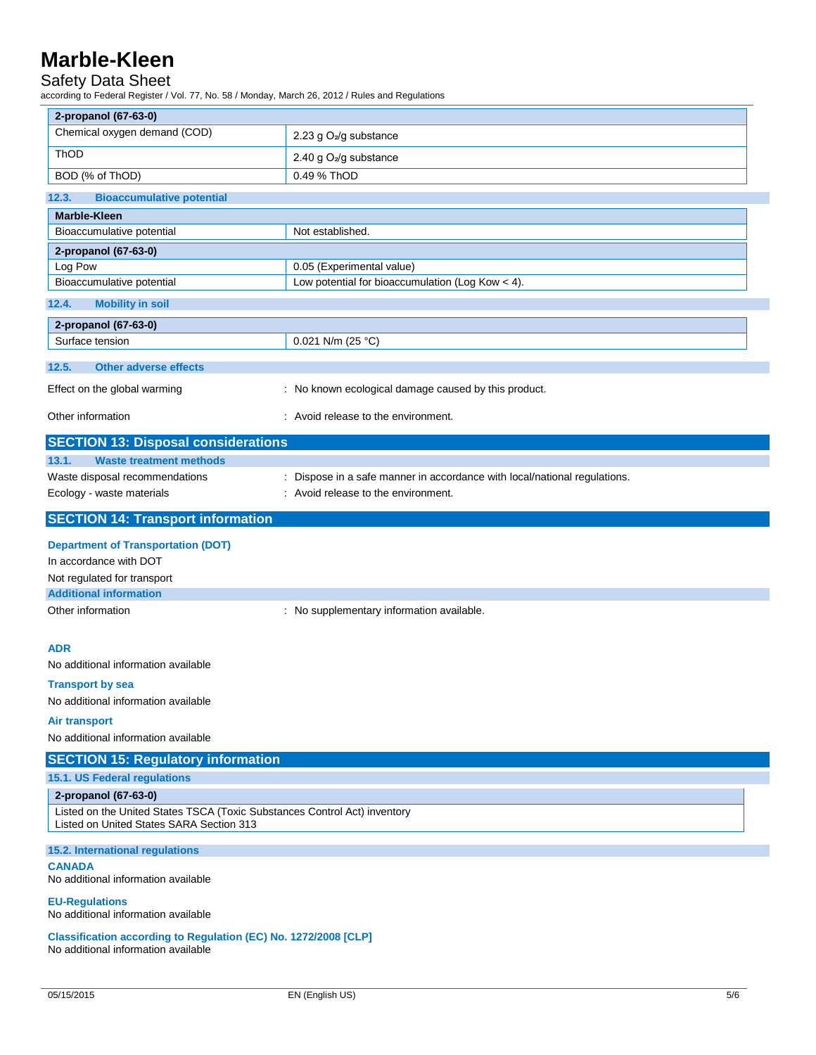| 2-propanol (67-63-0) | |
|---|---|
| Chemical oxygen demand (COD) | 2.23 g $O_2$/g substance |
| ThOD | 2.40 g $O_2$/g substance |
| BOD (% of ThOD) | 0.49 % ThOD |

### 12.3. Bioaccumulative potential

| Marble-Kleen | |
|---|---|
| Bioaccumulative potential | Not established. |
| **2-propanol (67-63-0)** | |
| Log Pow | 0.05 (Experimental value) |
| Bioaccumulative potential | Low potential for bioaccumulation (Log Kow < 4). |

### 12.4. Mobility in soil

| 2-propanol (67-63-0) | |
|---|---|
| Surface tension | 0.021 N/m (25 °C) |

### 12.5. Other adverse effects

Effect on the global warming : No known ecological damage caused by this product.

Other information : Avoid release to the environment.

## SECTION 13: Disposal considerations

### 13.1. Waste treatment methods

Waste disposal recommendations : Dispose in a safe manner in accordance with local/national regulations.

Ecology - waste materials : Avoid release to the environment.

## SECTION 14: Transport information

**Department of Transportation (DOT)**

In accordance with DOT

Not regulated for transport

**Additional information**

Other information : No supplementary information available.

**ADR**

No additional information available

**Transport by sea**

No additional information available

**Air transport**

No additional information available

## SECTION 15: Regulatory information

### 15.1. US Federal regulations

| 2-propanol (67-63-0) |
|---|
| Listed on the United States TSCA (Toxic Substances Control Act) inventory<br>Listed on United States SARA Section 313 |

### 15.2. International regulations

**CANADA**

No additional information available

**EU-Regulations**

No additional information available

**Classification according to Regulation (EC) No. 1272/2008 [CLP]**

No additional information available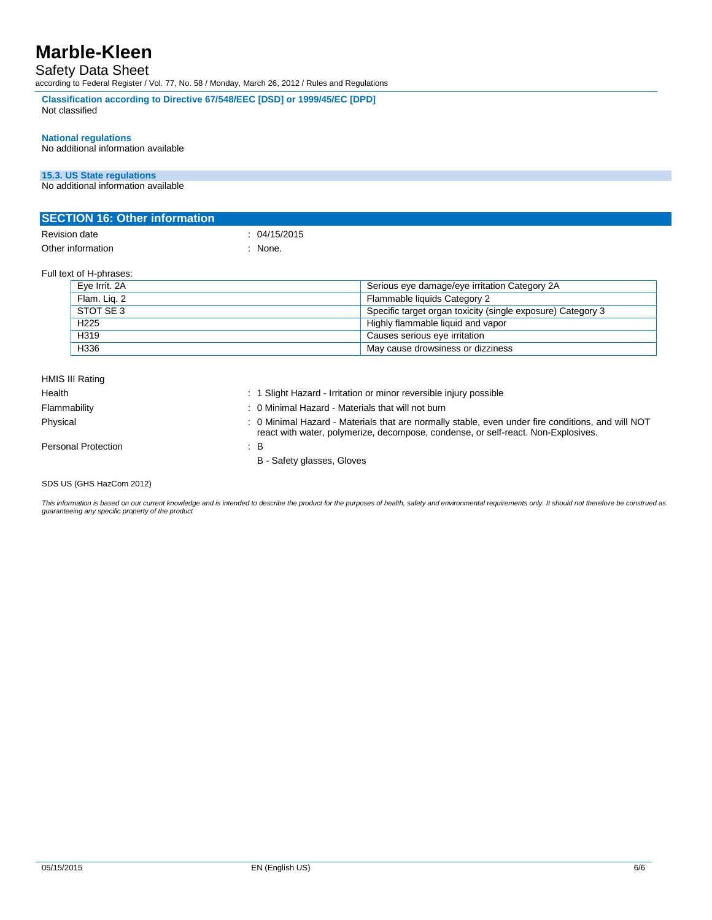**Classification according to Directive 67/548/EEC [DSD] or 1999/45/EC [DPD]**

Not classified

**National regulations**

No additional information available

### 15.3. US State regulations

No additional information available

## SECTION 16: Other information

Revision date : 04/15/2015

Other information : None.

Full text of H-phrases:

| | |
|---|---|
| Eye Irrit. 2A | Serious eye damage/eye irritation Category 2A |
| Flam. Liq. 2 | Flammable liquids Category 2 |
| STOT SE 3 | Specific target organ toxicity (single exposure) Category 3 |
| H225 | Highly flammable liquid and vapor |
| H319 | Causes serious eye irritation |
| H336 | May cause drowsiness or dizziness |

HMIS III Rating

Health : 1 Slight Hazard - Irritation or minor reversible injury possible

Flammability : 0 Minimal Hazard - Materials that will not burn

Physical : 0 Minimal Hazard - Materials that are normally stable, even under fire conditions, and will NOT react with water, polymerize, decompose, condense, or self-react. Non-Explosives.

Personal Protection : B

B - Safety glasses, Gloves

SDS US (GHS HazCom 2012)

*This information is based on our current knowledge and is intended to describe the product for the purposes of health, safety and environmental requirements only. It should not therefore be construed as guaranteeing any specific property of the product*